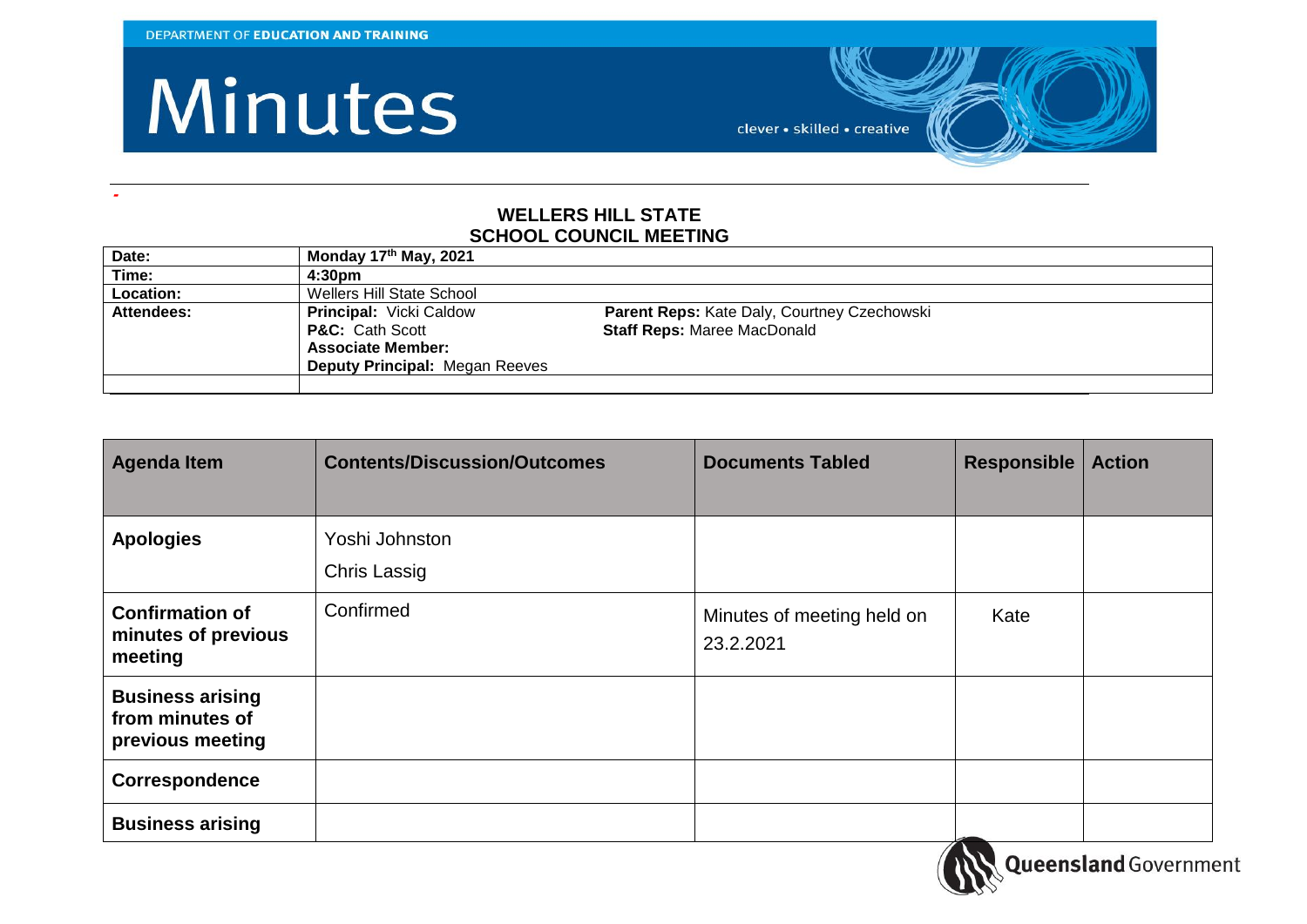DEPARTMENT OF **EDUCATION AND TRAINING**

# Minutes

clever • skilled • creative

## WELLERS HILL STATE SCHOOL COUNCIL MEETING

| | |
|---|---|
| **Date:** | **Monday 17th May, 2021** |
| **Time:** | **4:30pm** |
| **Location:** | Wellers Hill State School |
| **Attendees:** | **Principal:** Vicki Caldow<br>**P&C:** Cath Scott<br>**Associate Member:**<br>**Deputy Principal:** Megan Reeves<br>**Parent Reps:** Kate Daly, Courtney Czechowski<br>**Staff Reps:** Maree MacDonald |
| | |

| Agenda Item | Contents/Discussion/Outcomes | Documents Tabled | Responsible | Action |
|---|---|---|---|---|
| **Apologies** | Yoshi Johnston<br>Chris Lassig | | | |
| **Confirmation of minutes of previous meeting** | Confirmed | Minutes of meeting held on 23.2.2021 | Kate | |
| **Business arising from minutes of previous meeting** | | | | |
| **Correspondence** | | | | |
| **Business arising** | | | | |

Queensland Government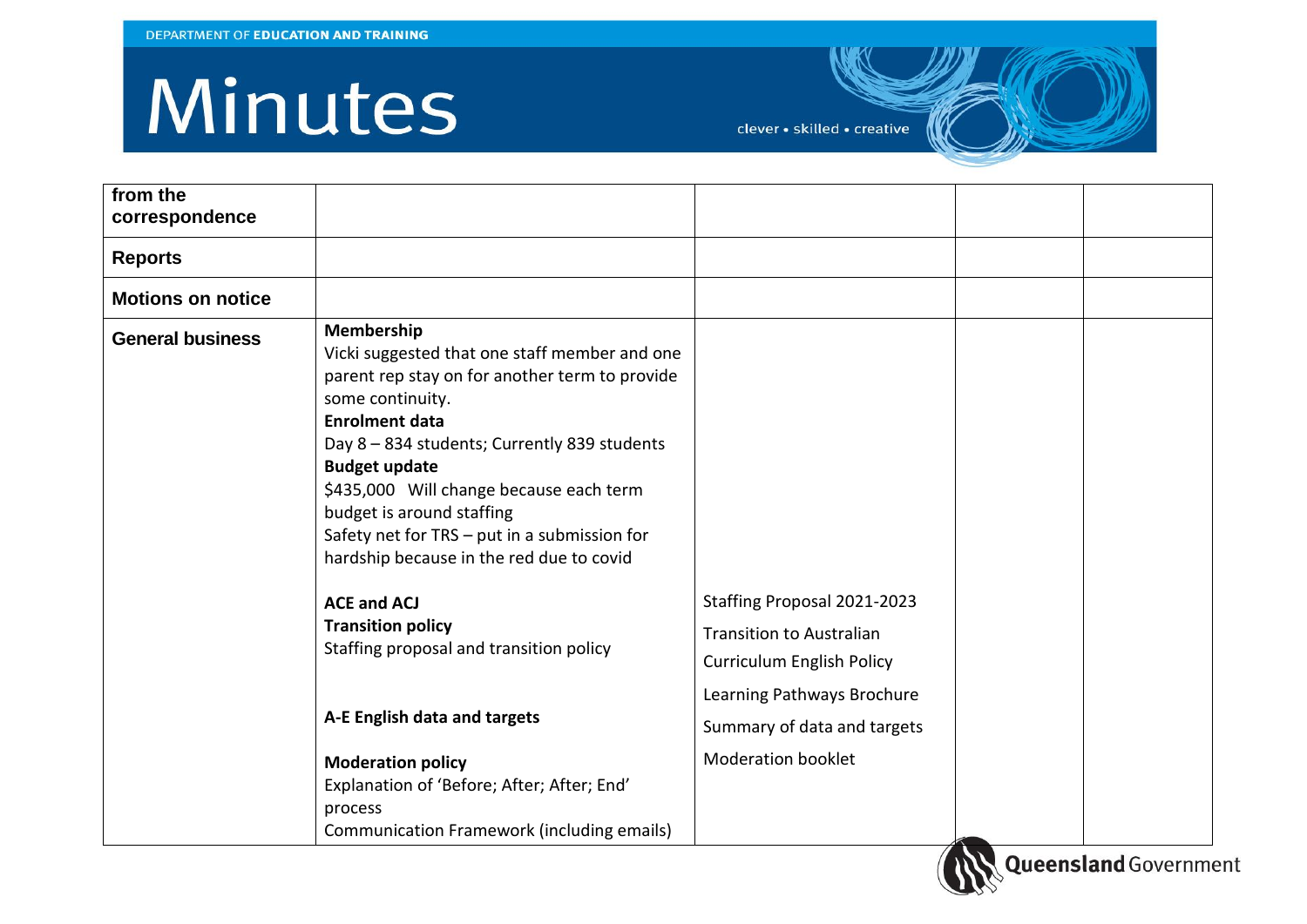# Minutes

| from the correspondence | | | | |
|---|---|---|---|---|
| **Reports** | | | | |
| **Motions on notice** | | | | |
| **General business** | **Membership**<br>Vicki suggested that one staff member and one parent rep stay on for another term to provide some continuity.<br>**Enrolment data**<br>Day 8 – 834 students; Currently 839 students<br>**Budget update**<br>$435,000 Will change because each term budget is around staffing<br>Safety net for TRS – put in a submission for hardship because in the red due to covid<br><br>**ACE and ACJ**<br>**Transition policy**<br>Staffing proposal and transition policy<br><br>**A-E English data and targets**<br><br>**Moderation policy**<br>Explanation of 'Before; After; After; End' process<br>Communication Framework (including emails) | Staffing Proposal 2021-2023<br>Transition to Australian Curriculum English Policy<br>Learning Pathways Brochure<br>Summary of data and targets<br>Moderation booklet | | |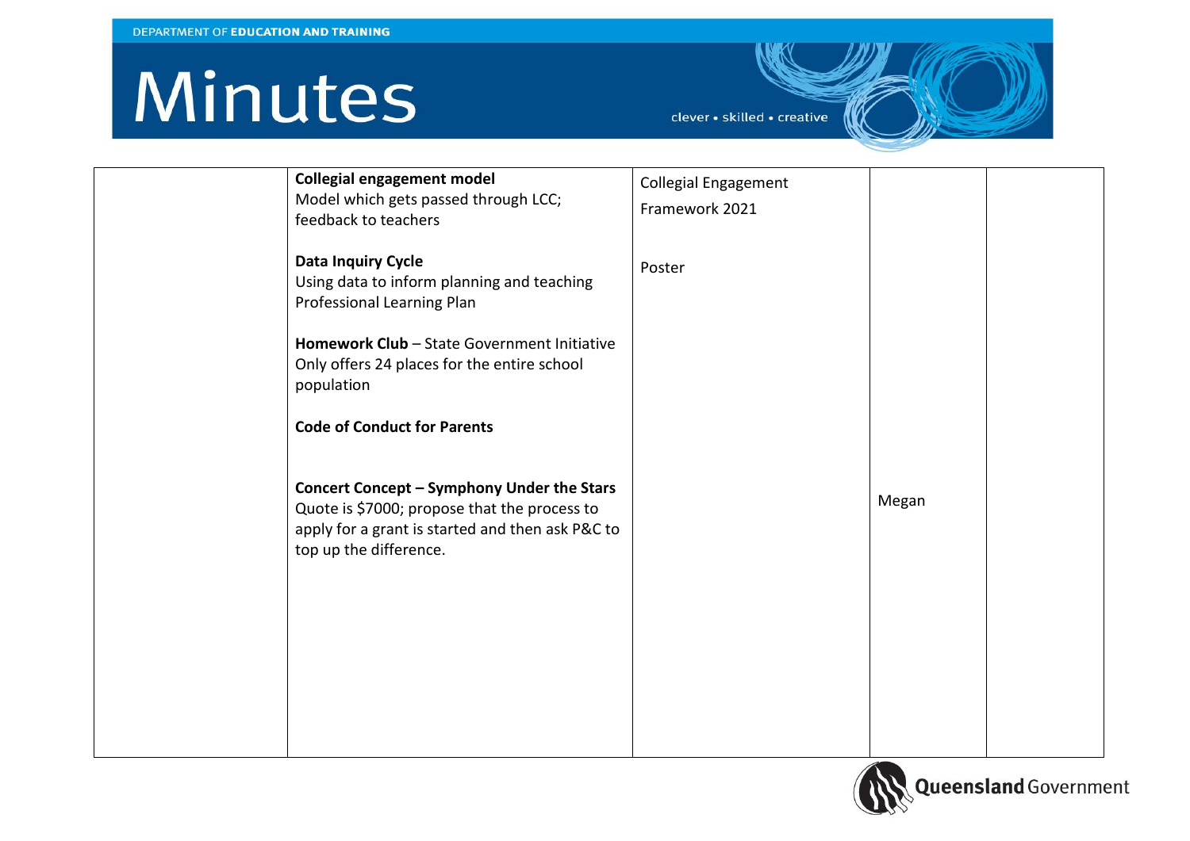# Minutes

| | | | | |
|---|---|---|---|---|
| | **Collegial engagement model**<br>Model which gets passed through LCC; feedback to teachers<br><br>**Data Inquiry Cycle**<br>Using data to inform planning and teaching<br>Professional Learning Plan<br><br>**Homework Club** – State Government Initiative<br>Only offers 24 places for the entire school population<br><br>**Code of Conduct for Parents**<br><br>**Concert Concept – Symphony Under the Stars**<br>Quote is $7000; propose that the process to apply for a grant is started and then ask P&C to top up the difference. | Collegial Engagement Framework 2021<br><br>Poster | Megan | |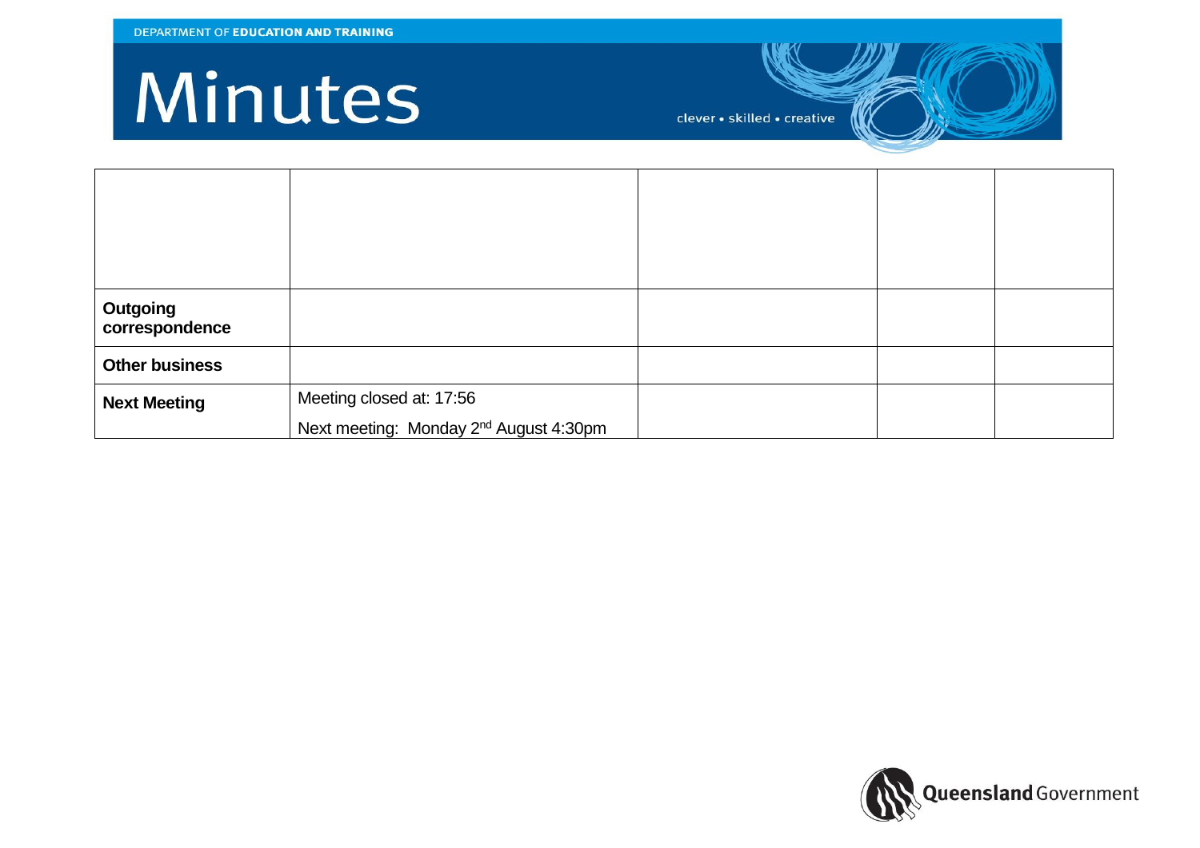# Minutes

| | | | | |
|---|---|---|---|---|
| | | | | |
| **Outgoing correspondence** | | | | |
| **Other business** | | | | |
| **Next Meeting** | Meeting closed at: 17:56<br>Next meeting: Monday 2nd August 4:30pm | | | |